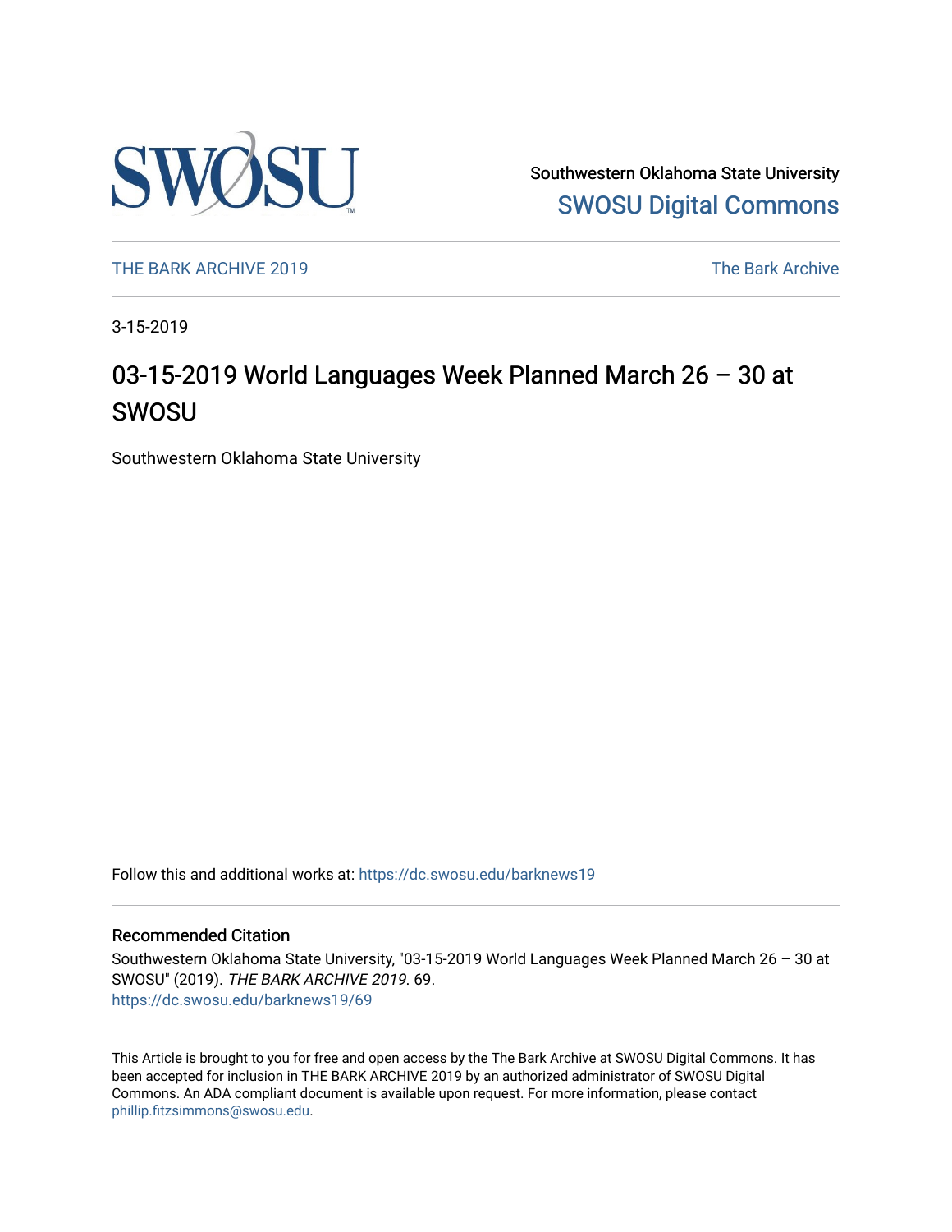Southwestern Oklahoma State University
SWOSU Digital Commons

THE BARK ARCHIVE 2019 | The Bark Archive

3-15-2019

# 03-15-2019 World Languages Week Planned March 26 – 30 at SWOSU

Southwestern Oklahoma State University

Follow this and additional works at: https://dc.swosu.edu/barknews19

## Recommended Citation

Southwestern Oklahoma State University, "03-15-2019 World Languages Week Planned March 26 – 30 at SWOSU" (2019). *THE BARK ARCHIVE 2019*. 69.
https://dc.swosu.edu/barknews19/69

This Article is brought to you for free and open access by the The Bark Archive at SWOSU Digital Commons. It has been accepted for inclusion in THE BARK ARCHIVE 2019 by an authorized administrator of SWOSU Digital Commons. An ADA compliant document is available upon request. For more information, please contact phillip.fitzsimmons@swosu.edu.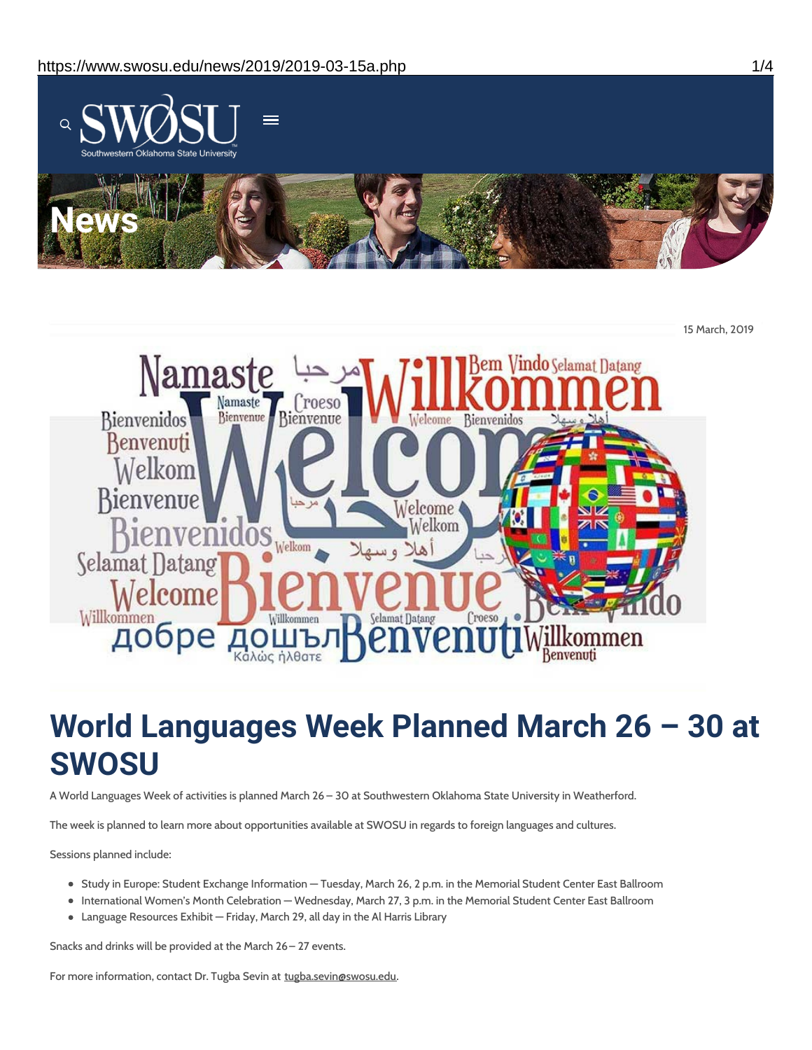15 March, 2019

# World Languages Week Planned March 26 – 30 at SWOSU

A World Languages Week of activities is planned March 26 – 30 at Southwestern Oklahoma State University in Weatherford.

The week is planned to learn more about opportunities available at SWOSU in regards to foreign languages and cultures.

Sessions planned include:

- Study in Europe: Student Exchange Information — Tuesday, March 26, 2 p.m. in the Memorial Student Center East Ballroom
- International Women's Month Celebration — Wednesday, March 27, 3 p.m. in the Memorial Student Center East Ballroom
- Language Resources Exhibit — Friday, March 29, all day in the Al Harris Library

Snacks and drinks will be provided at the March 26 – 27 events.

For more information, contact Dr. Tugba Sevin at tugba.sevin@swosu.edu.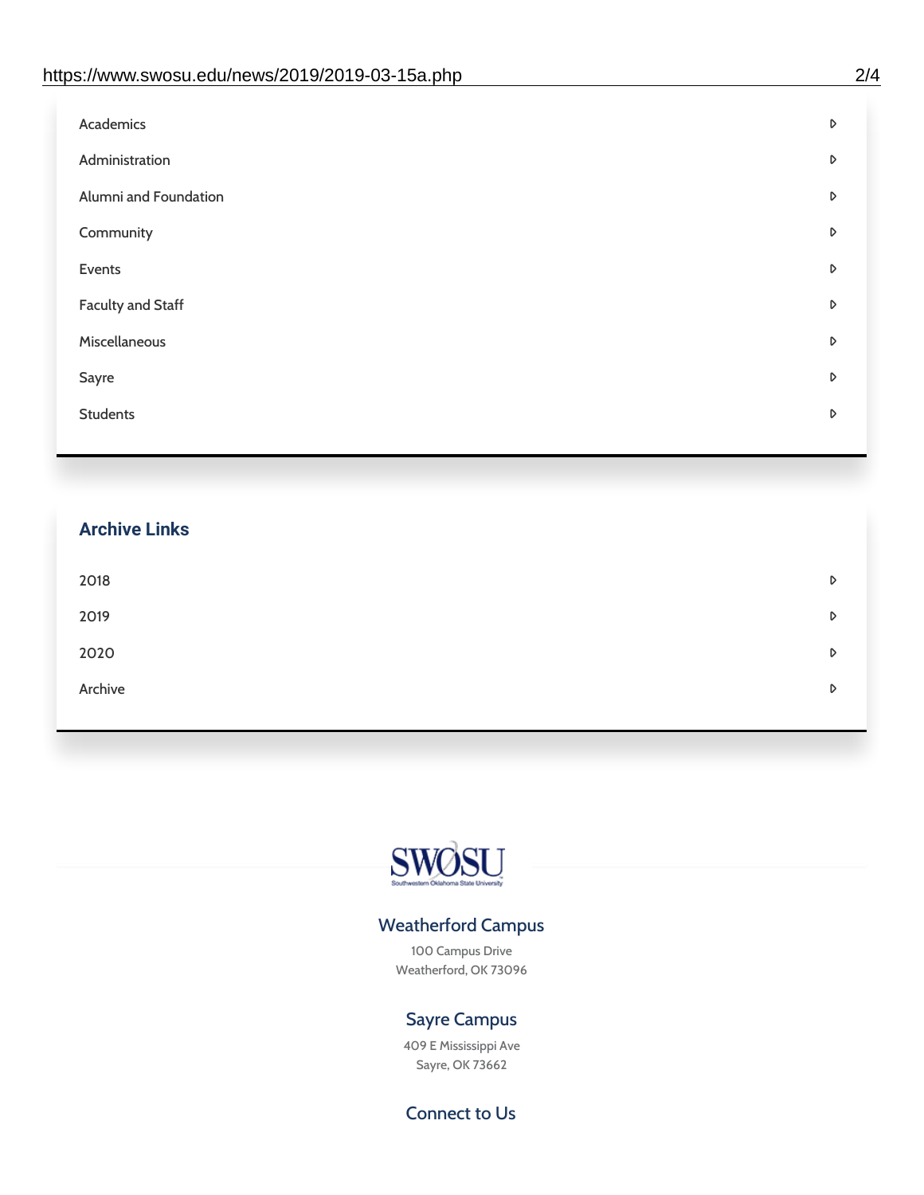- Academics
- Administration
- Alumni and Foundation
- Community
- Events
- Faculty and Staff
- Miscellaneous
- Sayre
- Students

## Archive Links

- 2018
- 2019
- 2020
- Archive

SWOSU

Southwestern Oklahoma State University

### Weatherford Campus

100 Campus Drive
Weatherford, OK 73096

### Sayre Campus

409 E Mississippi Ave
Sayre, OK 73662

### Connect to Us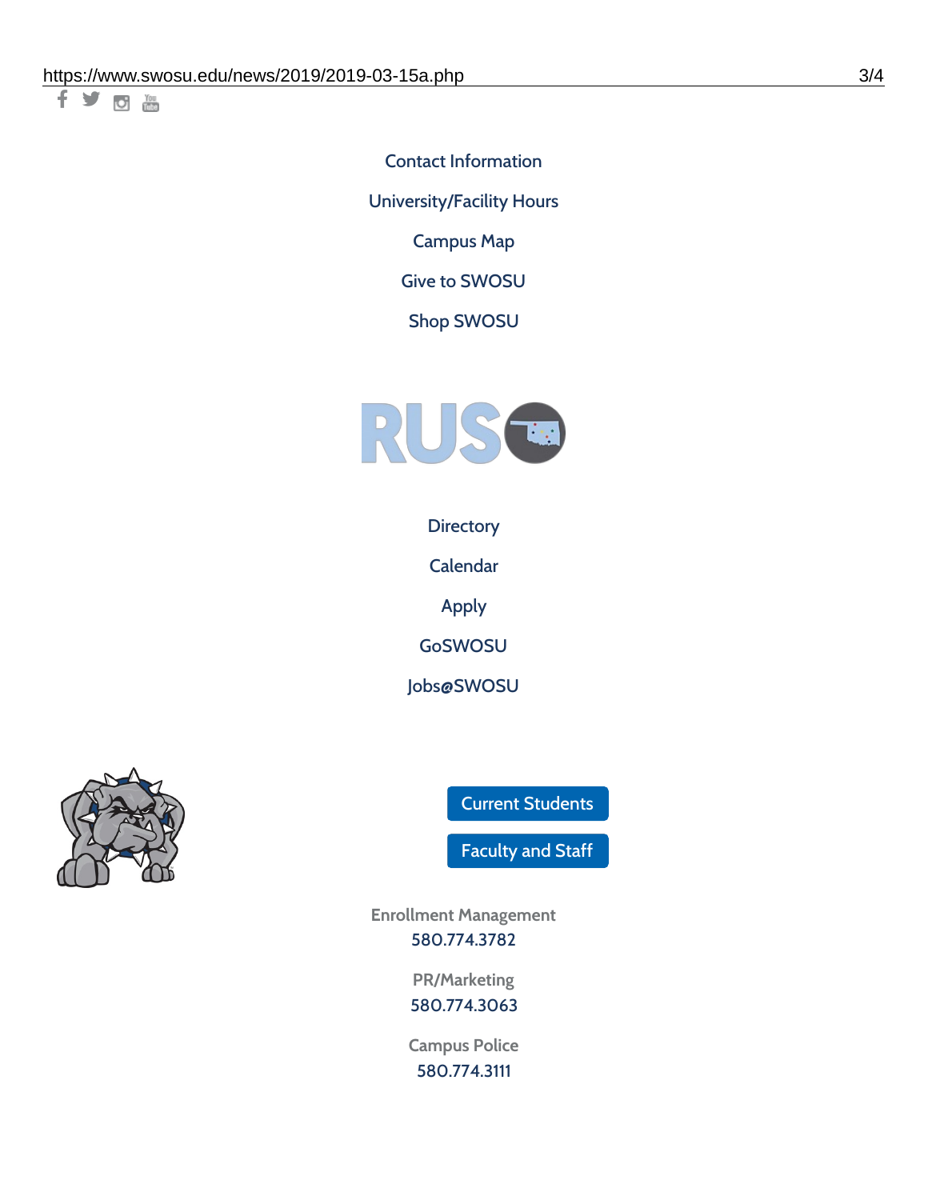Contact Information

University/Facility Hours

Campus Map

Give to SWOSU

Shop SWOSU

Directory

Calendar

Apply

GoSWOSU

Jobs@SWOSU

Current Students

Faculty and Staff

Enrollment Management
580.774.3782

PR/Marketing
580.774.3063

Campus Police
580.774.3111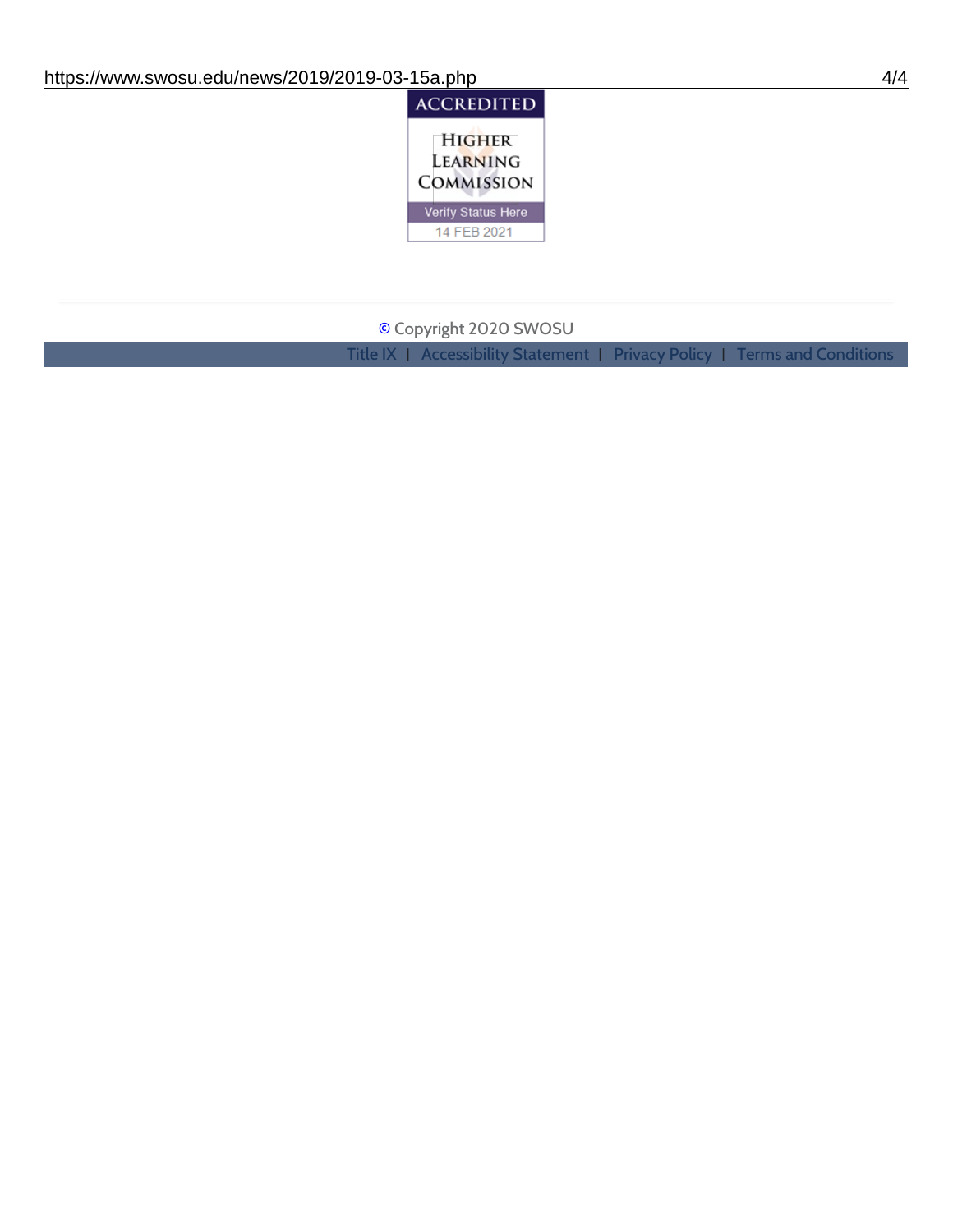ACCREDITED

HIGHER LEARNING COMMISSION

Verify Status Here

14 FEB 2021

© Copyright 2020 SWOSU

Title IX | Accessibility Statement | Privacy Policy | Terms and Conditions